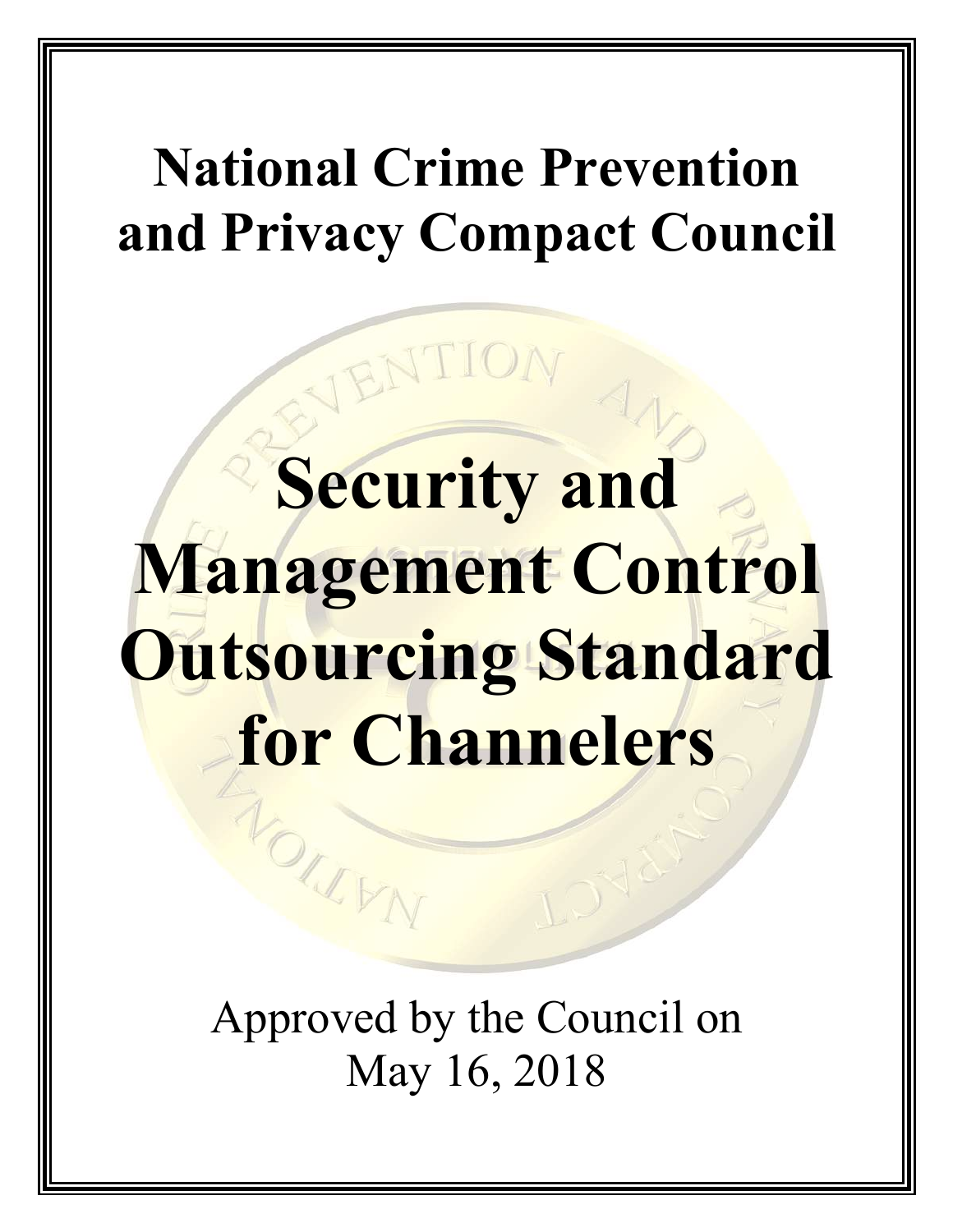# National Crime Prevention and Privacy Compact Council

# Security and Management Control Outsourcing Standard for Channelers

Approved by the Council on May 16, 2018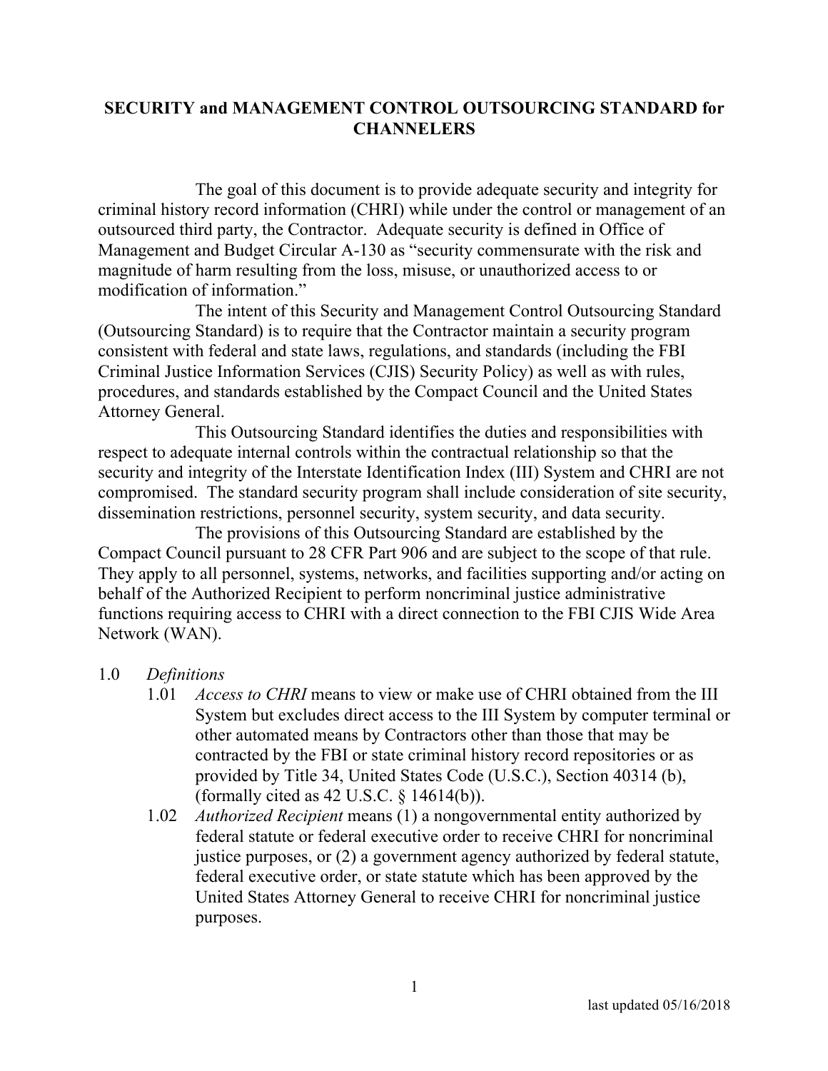# SECURITY and MANAGEMENT CONTROL OUTSOURCING STANDARD for CHANNELERS

The goal of this document is to provide adequate security and integrity for criminal history record information (CHRI) while under the control or management of an outsourced third party, the Contractor. Adequate security is defined in Office of Management and Budget Circular A-130 as "security commensurate with the risk and magnitude of harm resulting from the loss, misuse, or unauthorized access to or modification of information."

The intent of this Security and Management Control Outsourcing Standard (Outsourcing Standard) is to require that the Contractor maintain a security program consistent with federal and state laws, regulations, and standards (including the FBI Criminal Justice Information Services (CJIS) Security Policy) as well as with rules, procedures, and standards established by the Compact Council and the United States Attorney General.

This Outsourcing Standard identifies the duties and responsibilities with respect to adequate internal controls within the contractual relationship so that the security and integrity of the Interstate Identification Index (III) System and CHRI are not compromised. The standard security program shall include consideration of site security, dissemination restrictions, personnel security, system security, and data security.

The provisions of this Outsourcing Standard are established by the Compact Council pursuant to 28 CFR Part 906 and are subject to the scope of that rule. They apply to all personnel, systems, networks, and facilities supporting and/or acting on behalf of the Authorized Recipient to perform noncriminal justice administrative functions requiring access to CHRI with a direct connection to the FBI CJIS Wide Area Network (WAN).

1.0 *Definitions*

1.01 *Access to CHRI* means to view or make use of CHRI obtained from the III System but excludes direct access to the III System by computer terminal or other automated means by Contractors other than those that may be contracted by the FBI or state criminal history record repositories or as provided by Title 34, United States Code (U.S.C.), Section 40314 (b), (formally cited as 42 U.S.C. § 14614(b)).

1.02 *Authorized Recipient* means (1) a nongovernmental entity authorized by federal statute or federal executive order to receive CHRI for noncriminal justice purposes, or (2) a government agency authorized by federal statute, federal executive order, or state statute which has been approved by the United States Attorney General to receive CHRI for noncriminal justice purposes.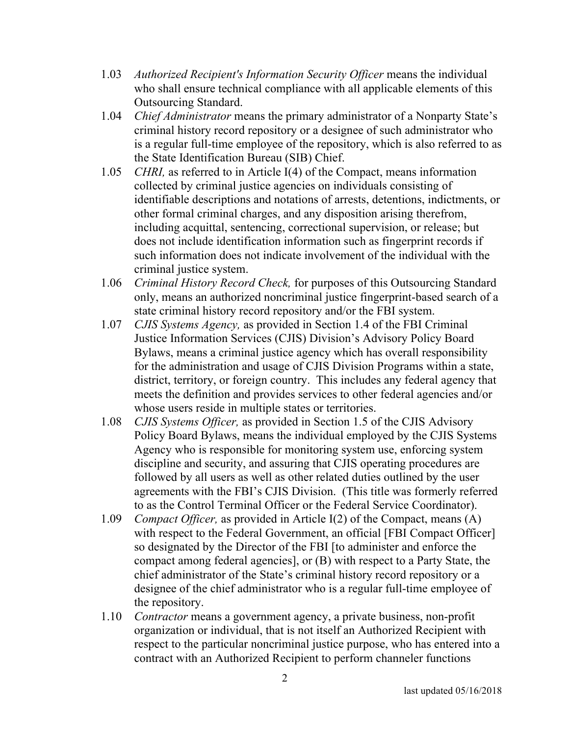1.03 *Authorized Recipient's Information Security Officer* means the individual who shall ensure technical compliance with all applicable elements of this Outsourcing Standard.

1.04 *Chief Administrator* means the primary administrator of a Nonparty State's criminal history record repository or a designee of such administrator who is a regular full-time employee of the repository, which is also referred to as the State Identification Bureau (SIB) Chief.

1.05 *CHRI,* as referred to in Article I(4) of the Compact, means information collected by criminal justice agencies on individuals consisting of identifiable descriptions and notations of arrests, detentions, indictments, or other formal criminal charges, and any disposition arising therefrom, including acquittal, sentencing, correctional supervision, or release; but does not include identification information such as fingerprint records if such information does not indicate involvement of the individual with the criminal justice system.

1.06 *Criminal History Record Check,* for purposes of this Outsourcing Standard only, means an authorized noncriminal justice fingerprint-based search of a state criminal history record repository and/or the FBI system.

1.07 *CJIS Systems Agency,* as provided in Section 1.4 of the FBI Criminal Justice Information Services (CJIS) Division's Advisory Policy Board Bylaws, means a criminal justice agency which has overall responsibility for the administration and usage of CJIS Division Programs within a state, district, territory, or foreign country. This includes any federal agency that meets the definition and provides services to other federal agencies and/or whose users reside in multiple states or territories.

1.08 *CJIS Systems Officer,* as provided in Section 1.5 of the CJIS Advisory Policy Board Bylaws, means the individual employed by the CJIS Systems Agency who is responsible for monitoring system use, enforcing system discipline and security, and assuring that CJIS operating procedures are followed by all users as well as other related duties outlined by the user agreements with the FBI's CJIS Division. (This title was formerly referred to as the Control Terminal Officer or the Federal Service Coordinator).

1.09 *Compact Officer,* as provided in Article I(2) of the Compact, means (A) with respect to the Federal Government, an official [FBI Compact Officer] so designated by the Director of the FBI [to administer and enforce the compact among federal agencies], or (B) with respect to a Party State, the chief administrator of the State's criminal history record repository or a designee of the chief administrator who is a regular full-time employee of the repository.

1.10 *Contractor* means a government agency, a private business, non-profit organization or individual, that is not itself an Authorized Recipient with respect to the particular noncriminal justice purpose, who has entered into a contract with an Authorized Recipient to perform channeler functions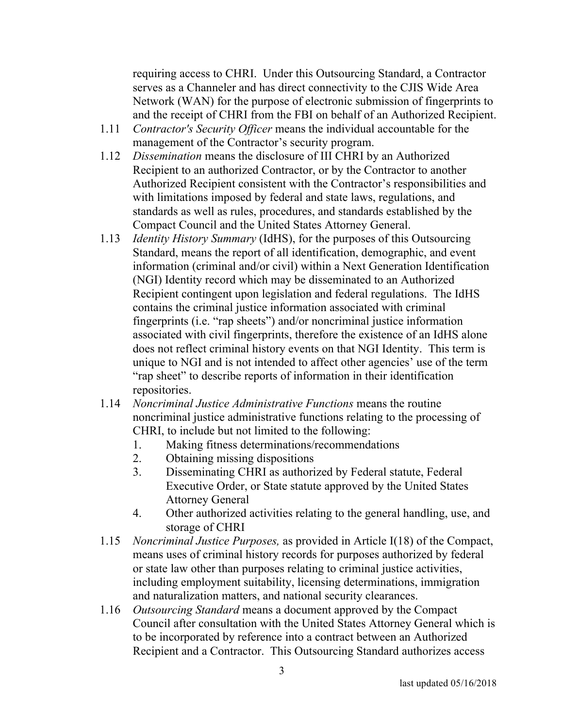requiring access to CHRI. Under this Outsourcing Standard, a Contractor serves as a Channeler and has direct connectivity to the CJIS Wide Area Network (WAN) for the purpose of electronic submission of fingerprints to and the receipt of CHRI from the FBI on behalf of an Authorized Recipient.

1.11 *Contractor's Security Officer* means the individual accountable for the management of the Contractor's security program.

1.12 *Dissemination* means the disclosure of III CHRI by an Authorized Recipient to an authorized Contractor, or by the Contractor to another Authorized Recipient consistent with the Contractor's responsibilities and with limitations imposed by federal and state laws, regulations, and standards as well as rules, procedures, and standards established by the Compact Council and the United States Attorney General.

1.13 *Identity History Summary* (IdHS), for the purposes of this Outsourcing Standard, means the report of all identification, demographic, and event information (criminal and/or civil) within a Next Generation Identification (NGI) Identity record which may be disseminated to an Authorized Recipient contingent upon legislation and federal regulations. The IdHS contains the criminal justice information associated with criminal fingerprints (i.e. "rap sheets") and/or noncriminal justice information associated with civil fingerprints, therefore the existence of an IdHS alone does not reflect criminal history events on that NGI Identity. This term is unique to NGI and is not intended to affect other agencies' use of the term "rap sheet" to describe reports of information in their identification repositories.

1.14 *Noncriminal Justice Administrative Functions* means the routine noncriminal justice administrative functions relating to the processing of CHRI, to include but not limited to the following:

1. Making fitness determinations/recommendations
2. Obtaining missing dispositions
3. Disseminating CHRI as authorized by Federal statute, Federal Executive Order, or State statute approved by the United States Attorney General
4. Other authorized activities relating to the general handling, use, and storage of CHRI

1.15 *Noncriminal Justice Purposes,* as provided in Article I(18) of the Compact, means uses of criminal history records for purposes authorized by federal or state law other than purposes relating to criminal justice activities, including employment suitability, licensing determinations, immigration and naturalization matters, and national security clearances.

1.16 *Outsourcing Standard* means a document approved by the Compact Council after consultation with the United States Attorney General which is to be incorporated by reference into a contract between an Authorized Recipient and a Contractor. This Outsourcing Standard authorizes access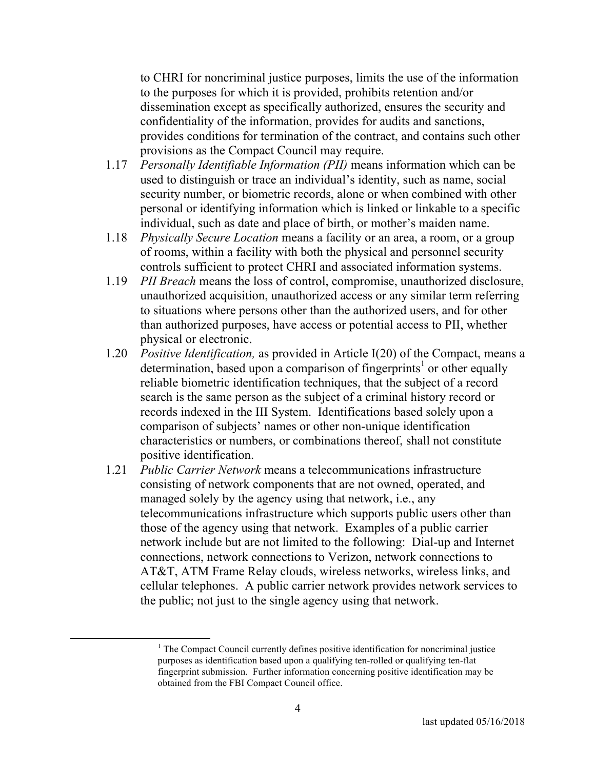to CHRI for noncriminal justice purposes, limits the use of the information to the purposes for which it is provided, prohibits retention and/or dissemination except as specifically authorized, ensures the security and confidentiality of the information, provides for audits and sanctions, provides conditions for termination of the contract, and contains such other provisions as the Compact Council may require.

1.17 *Personally Identifiable Information (PII)* means information which can be used to distinguish or trace an individual's identity, such as name, social security number, or biometric records, alone or when combined with other personal or identifying information which is linked or linkable to a specific individual, such as date and place of birth, or mother's maiden name.

1.18 *Physically Secure Location* means a facility or an area, a room, or a group of rooms, within a facility with both the physical and personnel security controls sufficient to protect CHRI and associated information systems.

1.19 *PII Breach* means the loss of control, compromise, unauthorized disclosure, unauthorized acquisition, unauthorized access or any similar term referring to situations where persons other than the authorized users, and for other than authorized purposes, have access or potential access to PII, whether physical or electronic.

1.20 *Positive Identification,* as provided in Article I(20) of the Compact, means a determination, based upon a comparison of fingerprints[1] or other equally reliable biometric identification techniques, that the subject of a record search is the same person as the subject of a criminal history record or records indexed in the III System. Identifications based solely upon a comparison of subjects' names or other non-unique identification characteristics or numbers, or combinations thereof, shall not constitute positive identification.

1.21 *Public Carrier Network* means a telecommunications infrastructure consisting of network components that are not owned, operated, and managed solely by the agency using that network, i.e., any telecommunications infrastructure which supports public users other than those of the agency using that network. Examples of a public carrier network include but are not limited to the following: Dial-up and Internet connections, network connections to Verizon, network connections to AT&T, ATM Frame Relay clouds, wireless networks, wireless links, and cellular telephones. A public carrier network provides network services to the public; not just to the single agency using that network.

---

[1] The Compact Council currently defines positive identification for noncriminal justice purposes as identification based upon a qualifying ten-rolled or qualifying ten-flat fingerprint submission. Further information concerning positive identification may be obtained from the FBI Compact Council office.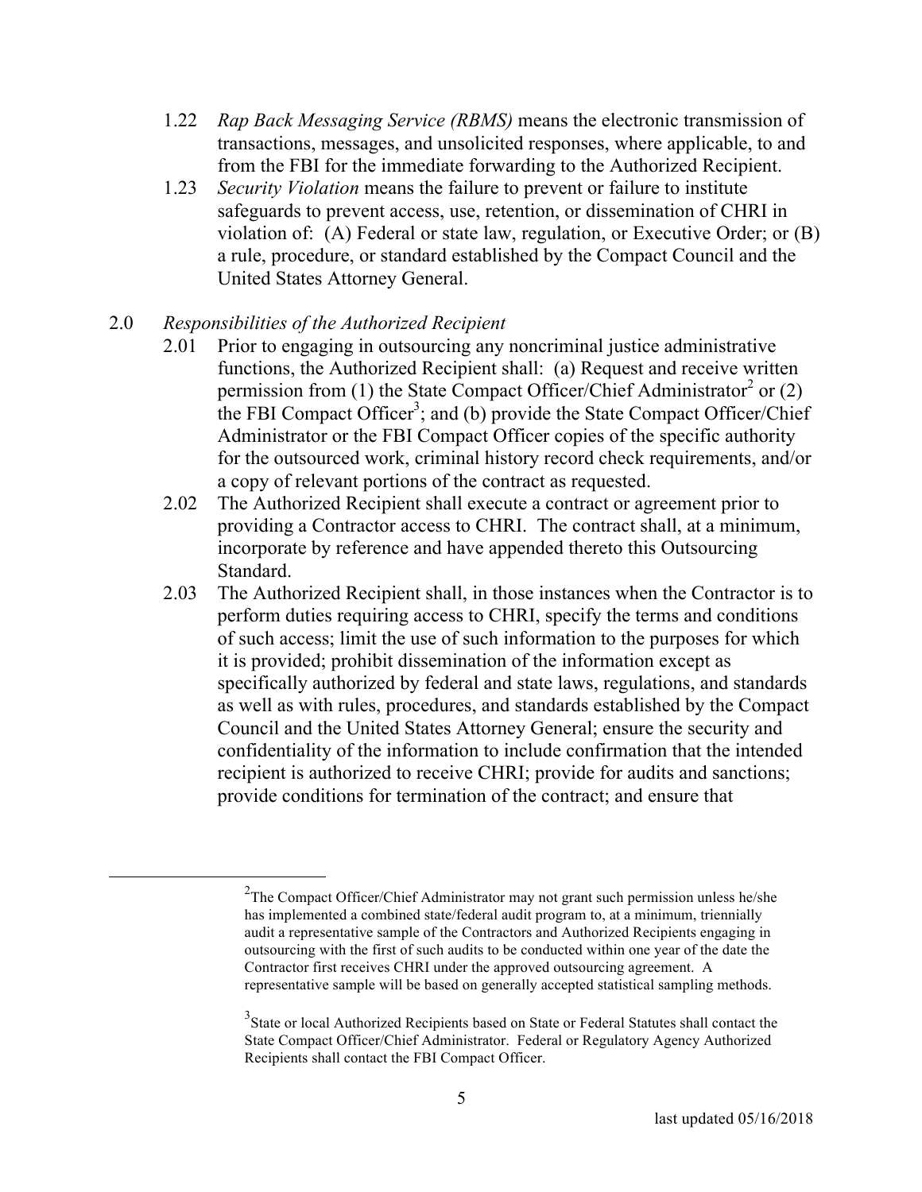1.22 *Rap Back Messaging Service (RBMS)* means the electronic transmission of transactions, messages, and unsolicited responses, where applicable, to and from the FBI for the immediate forwarding to the Authorized Recipient.

1.23 *Security Violation* means the failure to prevent or failure to institute safeguards to prevent access, use, retention, or dissemination of CHRI in violation of: (A) Federal or state law, regulation, or Executive Order; or (B) a rule, procedure, or standard established by the Compact Council and the United States Attorney General.

2.0 *Responsibilities of the Authorized Recipient*

2.01 Prior to engaging in outsourcing any noncriminal justice administrative functions, the Authorized Recipient shall: (a) Request and receive written permission from (1) the State Compact Officer/Chief Administrator[2] or (2) the FBI Compact Officer[3]; and (b) provide the State Compact Officer/Chief Administrator or the FBI Compact Officer copies of the specific authority for the outsourced work, criminal history record check requirements, and/or a copy of relevant portions of the contract as requested.

2.02 The Authorized Recipient shall execute a contract or agreement prior to providing a Contractor access to CHRI. The contract shall, at a minimum, incorporate by reference and have appended thereto this Outsourcing Standard.

2.03 The Authorized Recipient shall, in those instances when the Contractor is to perform duties requiring access to CHRI, specify the terms and conditions of such access; limit the use of such information to the purposes for which it is provided; prohibit dissemination of the information except as specifically authorized by federal and state laws, regulations, and standards as well as with rules, procedures, and standards established by the Compact Council and the United States Attorney General; ensure the security and confidentiality of the information to include confirmation that the intended recipient is authorized to receive CHRI; provide for audits and sanctions; provide conditions for termination of the contract; and ensure that

---

[2] The Compact Officer/Chief Administrator may not grant such permission unless he/she has implemented a combined state/federal audit program to, at a minimum, triennially audit a representative sample of the Contractors and Authorized Recipients engaging in outsourcing with the first of such audits to be conducted within one year of the date the Contractor first receives CHRI under the approved outsourcing agreement. A representative sample will be based on generally accepted statistical sampling methods.

[3] State or local Authorized Recipients based on State or Federal Statutes shall contact the State Compact Officer/Chief Administrator. Federal or Regulatory Agency Authorized Recipients shall contact the FBI Compact Officer.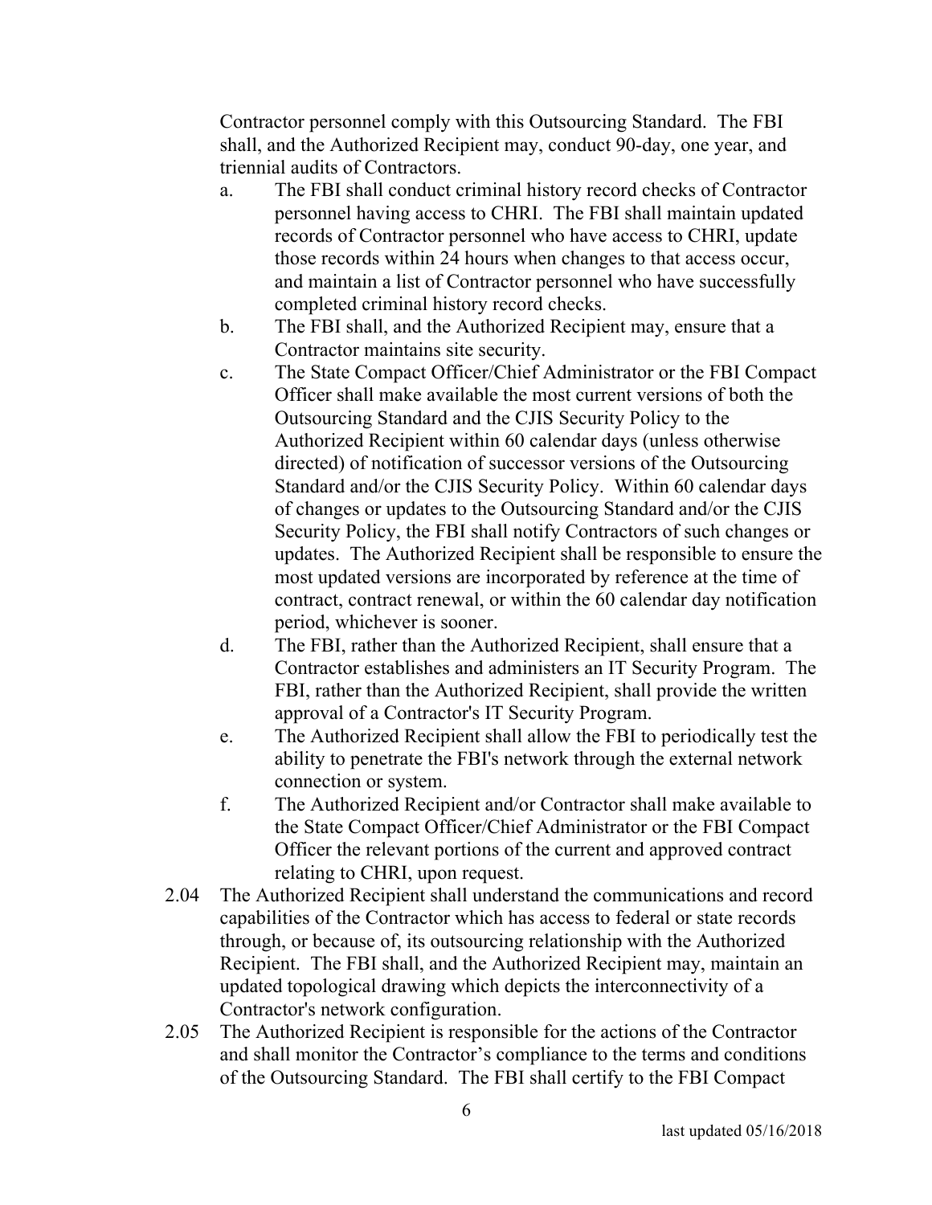Contractor personnel comply with this Outsourcing Standard. The FBI shall, and the Authorized Recipient may, conduct 90-day, one year, and triennial audits of Contractors.

a. The FBI shall conduct criminal history record checks of Contractor personnel having access to CHRI. The FBI shall maintain updated records of Contractor personnel who have access to CHRI, update those records within 24 hours when changes to that access occur, and maintain a list of Contractor personnel who have successfully completed criminal history record checks.

b. The FBI shall, and the Authorized Recipient may, ensure that a Contractor maintains site security.

c. The State Compact Officer/Chief Administrator or the FBI Compact Officer shall make available the most current versions of both the Outsourcing Standard and the CJIS Security Policy to the Authorized Recipient within 60 calendar days (unless otherwise directed) of notification of successor versions of the Outsourcing Standard and/or the CJIS Security Policy. Within 60 calendar days of changes or updates to the Outsourcing Standard and/or the CJIS Security Policy, the FBI shall notify Contractors of such changes or updates. The Authorized Recipient shall be responsible to ensure the most updated versions are incorporated by reference at the time of contract, contract renewal, or within the 60 calendar day notification period, whichever is sooner.

d. The FBI, rather than the Authorized Recipient, shall ensure that a Contractor establishes and administers an IT Security Program. The FBI, rather than the Authorized Recipient, shall provide the written approval of a Contractor's IT Security Program.

e. The Authorized Recipient shall allow the FBI to periodically test the ability to penetrate the FBI's network through the external network connection or system.

f. The Authorized Recipient and/or Contractor shall make available to the State Compact Officer/Chief Administrator or the FBI Compact Officer the relevant portions of the current and approved contract relating to CHRI, upon request.

2.04 The Authorized Recipient shall understand the communications and record capabilities of the Contractor which has access to federal or state records through, or because of, its outsourcing relationship with the Authorized Recipient. The FBI shall, and the Authorized Recipient may, maintain an updated topological drawing which depicts the interconnectivity of a Contractor's network configuration.

2.05 The Authorized Recipient is responsible for the actions of the Contractor and shall monitor the Contractor's compliance to the terms and conditions of the Outsourcing Standard. The FBI shall certify to the FBI Compact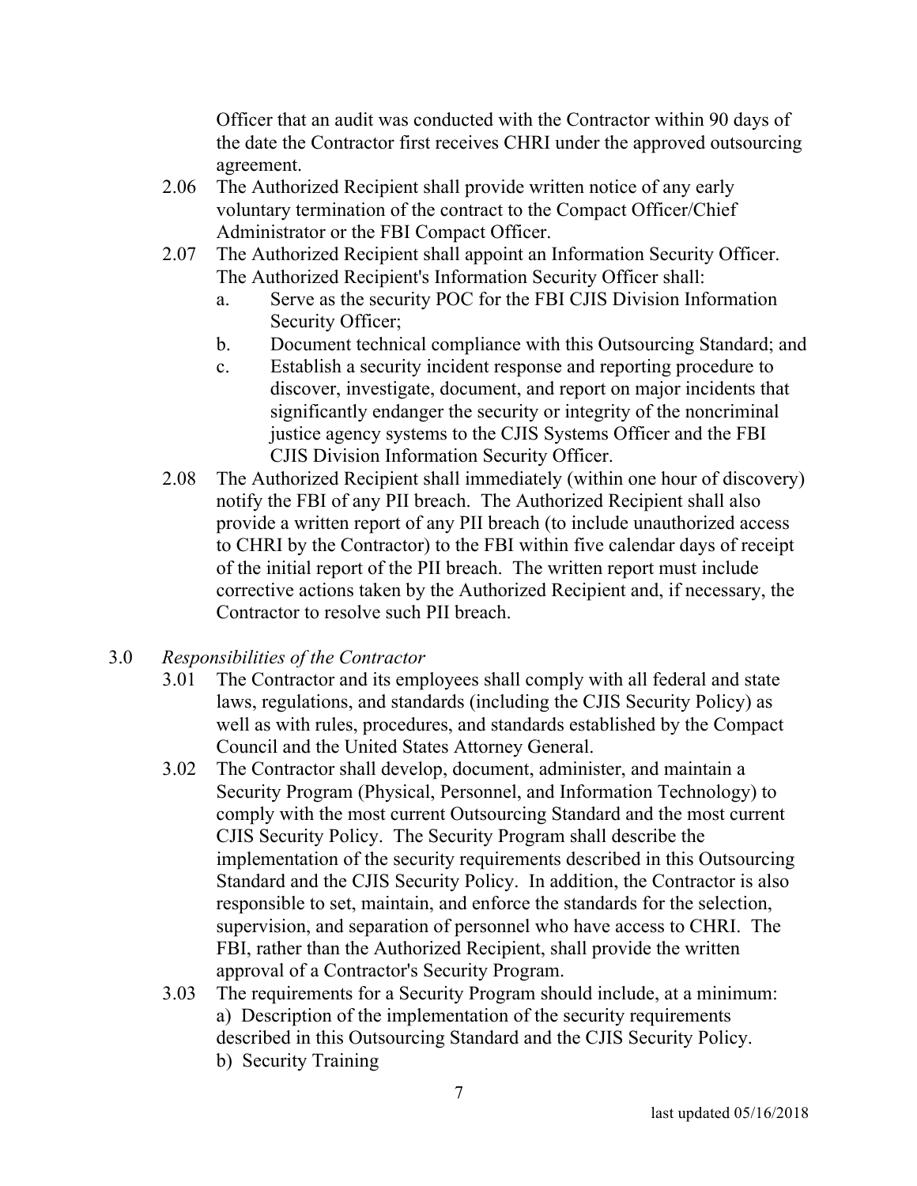Officer that an audit was conducted with the Contractor within 90 days of the date the Contractor first receives CHRI under the approved outsourcing agreement.

2.06 The Authorized Recipient shall provide written notice of any early voluntary termination of the contract to the Compact Officer/Chief Administrator or the FBI Compact Officer.

2.07 The Authorized Recipient shall appoint an Information Security Officer. The Authorized Recipient's Information Security Officer shall:

a. Serve as the security POC for the FBI CJIS Division Information Security Officer;

b. Document technical compliance with this Outsourcing Standard; and

c. Establish a security incident response and reporting procedure to discover, investigate, document, and report on major incidents that significantly endanger the security or integrity of the noncriminal justice agency systems to the CJIS Systems Officer and the FBI CJIS Division Information Security Officer.

2.08 The Authorized Recipient shall immediately (within one hour of discovery) notify the FBI of any PII breach. The Authorized Recipient shall also provide a written report of any PII breach (to include unauthorized access to CHRI by the Contractor) to the FBI within five calendar days of receipt of the initial report of the PII breach. The written report must include corrective actions taken by the Authorized Recipient and, if necessary, the Contractor to resolve such PII breach.

3.0 *Responsibilities of the Contractor*

3.01 The Contractor and its employees shall comply with all federal and state laws, regulations, and standards (including the CJIS Security Policy) as well as with rules, procedures, and standards established by the Compact Council and the United States Attorney General.

3.02 The Contractor shall develop, document, administer, and maintain a Security Program (Physical, Personnel, and Information Technology) to comply with the most current Outsourcing Standard and the most current CJIS Security Policy. The Security Program shall describe the implementation of the security requirements described in this Outsourcing Standard and the CJIS Security Policy. In addition, the Contractor is also responsible to set, maintain, and enforce the standards for the selection, supervision, and separation of personnel who have access to CHRI. The FBI, rather than the Authorized Recipient, shall provide the written approval of a Contractor's Security Program.

3.03 The requirements for a Security Program should include, at a minimum:
a) Description of the implementation of the security requirements described in this Outsourcing Standard and the CJIS Security Policy.
b) Security Training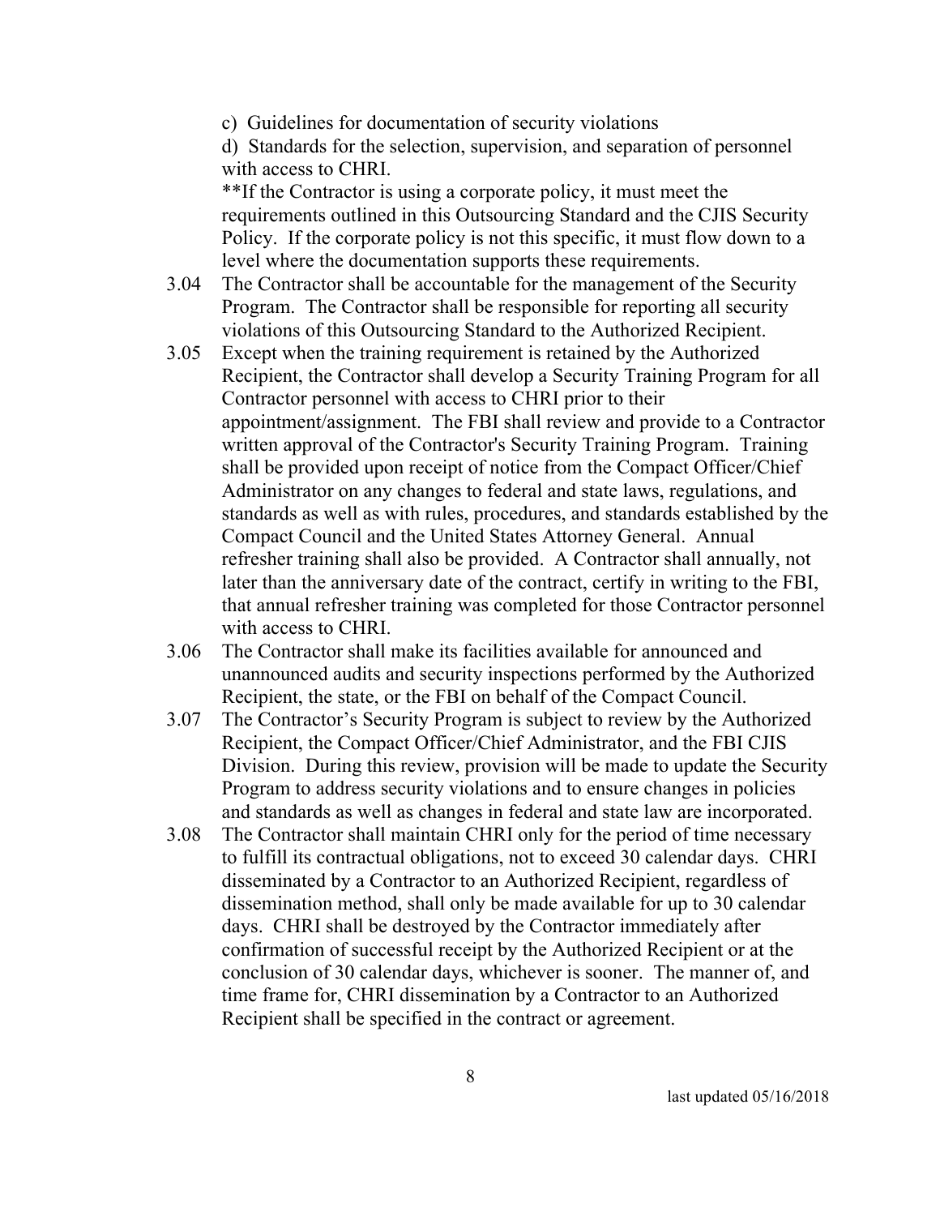c) Guidelines for documentation of security violations

d) Standards for the selection, supervision, and separation of personnel with access to CHRI.

**If the Contractor is using a corporate policy, it must meet the requirements outlined in this Outsourcing Standard and the CJIS Security Policy. If the corporate policy is not this specific, it must flow down to a level where the documentation supports these requirements.

3.04 The Contractor shall be accountable for the management of the Security Program. The Contractor shall be responsible for reporting all security violations of this Outsourcing Standard to the Authorized Recipient.

3.05 Except when the training requirement is retained by the Authorized Recipient, the Contractor shall develop a Security Training Program for all Contractor personnel with access to CHRI prior to their appointment/assignment. The FBI shall review and provide to a Contractor written approval of the Contractor's Security Training Program. Training shall be provided upon receipt of notice from the Compact Officer/Chief Administrator on any changes to federal and state laws, regulations, and standards as well as with rules, procedures, and standards established by the Compact Council and the United States Attorney General. Annual refresher training shall also be provided. A Contractor shall annually, not later than the anniversary date of the contract, certify in writing to the FBI, that annual refresher training was completed for those Contractor personnel with access to CHRI.

3.06 The Contractor shall make its facilities available for announced and unannounced audits and security inspections performed by the Authorized Recipient, the state, or the FBI on behalf of the Compact Council.

3.07 The Contractor's Security Program is subject to review by the Authorized Recipient, the Compact Officer/Chief Administrator, and the FBI CJIS Division. During this review, provision will be made to update the Security Program to address security violations and to ensure changes in policies and standards as well as changes in federal and state law are incorporated.

3.08 The Contractor shall maintain CHRI only for the period of time necessary to fulfill its contractual obligations, not to exceed 30 calendar days. CHRI disseminated by a Contractor to an Authorized Recipient, regardless of dissemination method, shall only be made available for up to 30 calendar days. CHRI shall be destroyed by the Contractor immediately after confirmation of successful receipt by the Authorized Recipient or at the conclusion of 30 calendar days, whichever is sooner. The manner of, and time frame for, CHRI dissemination by a Contractor to an Authorized Recipient shall be specified in the contract or agreement.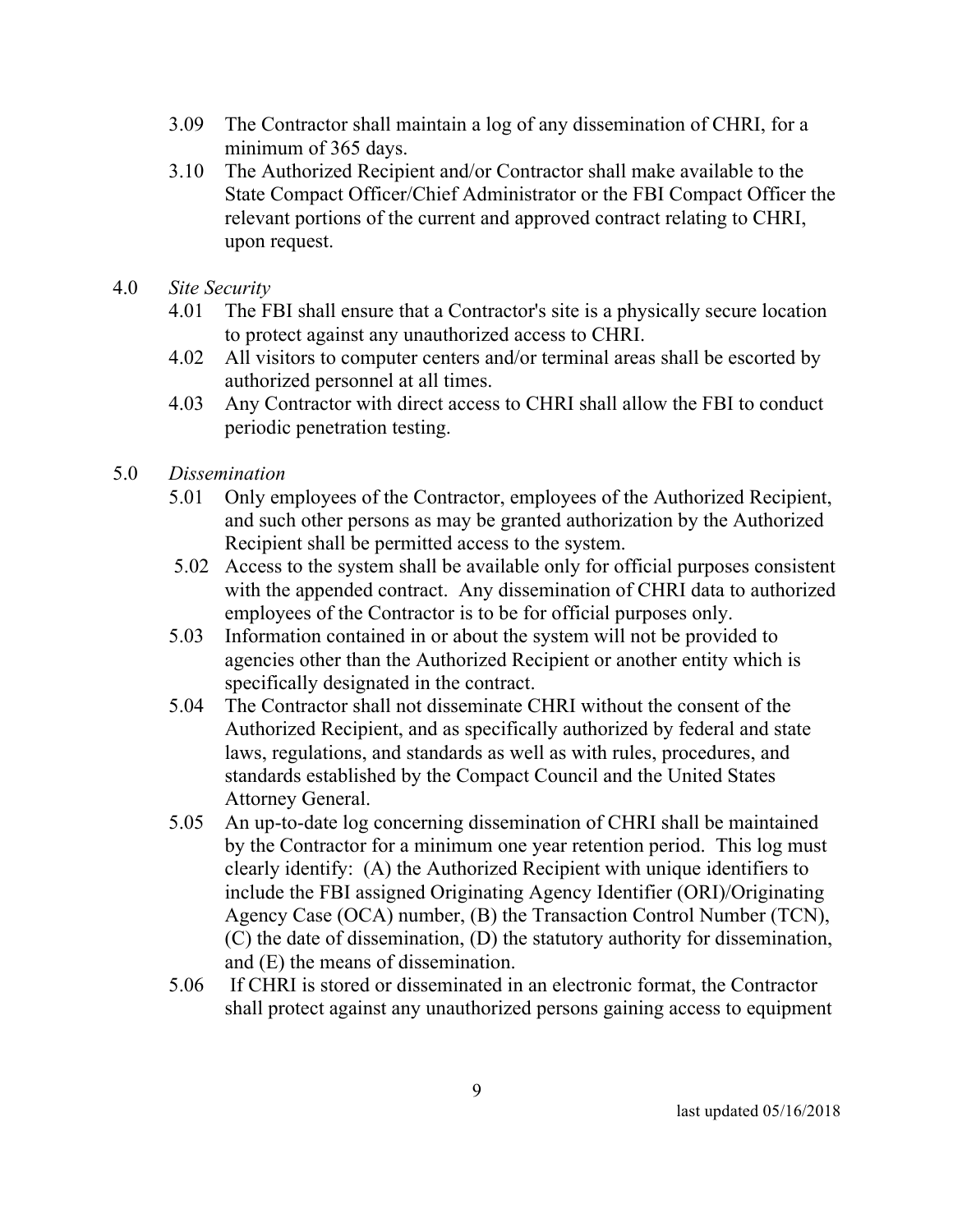3.09 The Contractor shall maintain a log of any dissemination of CHRI, for a minimum of 365 days.

3.10 The Authorized Recipient and/or Contractor shall make available to the State Compact Officer/Chief Administrator or the FBI Compact Officer the relevant portions of the current and approved contract relating to CHRI, upon request.

4.0 *Site Security*

4.01 The FBI shall ensure that a Contractor's site is a physically secure location to protect against any unauthorized access to CHRI.

4.02 All visitors to computer centers and/or terminal areas shall be escorted by authorized personnel at all times.

4.03 Any Contractor with direct access to CHRI shall allow the FBI to conduct periodic penetration testing.

5.0 *Dissemination*

5.01 Only employees of the Contractor, employees of the Authorized Recipient, and such other persons as may be granted authorization by the Authorized Recipient shall be permitted access to the system.

5.02 Access to the system shall be available only for official purposes consistent with the appended contract. Any dissemination of CHRI data to authorized employees of the Contractor is to be for official purposes only.

5.03 Information contained in or about the system will not be provided to agencies other than the Authorized Recipient or another entity which is specifically designated in the contract.

5.04 The Contractor shall not disseminate CHRI without the consent of the Authorized Recipient, and as specifically authorized by federal and state laws, regulations, and standards as well as with rules, procedures, and standards established by the Compact Council and the United States Attorney General.

5.05 An up-to-date log concerning dissemination of CHRI shall be maintained by the Contractor for a minimum one year retention period. This log must clearly identify: (A) the Authorized Recipient with unique identifiers to include the FBI assigned Originating Agency Identifier (ORI)/Originating Agency Case (OCA) number, (B) the Transaction Control Number (TCN), (C) the date of dissemination, (D) the statutory authority for dissemination, and (E) the means of dissemination.

5.06 If CHRI is stored or disseminated in an electronic format, the Contractor shall protect against any unauthorized persons gaining access to equipment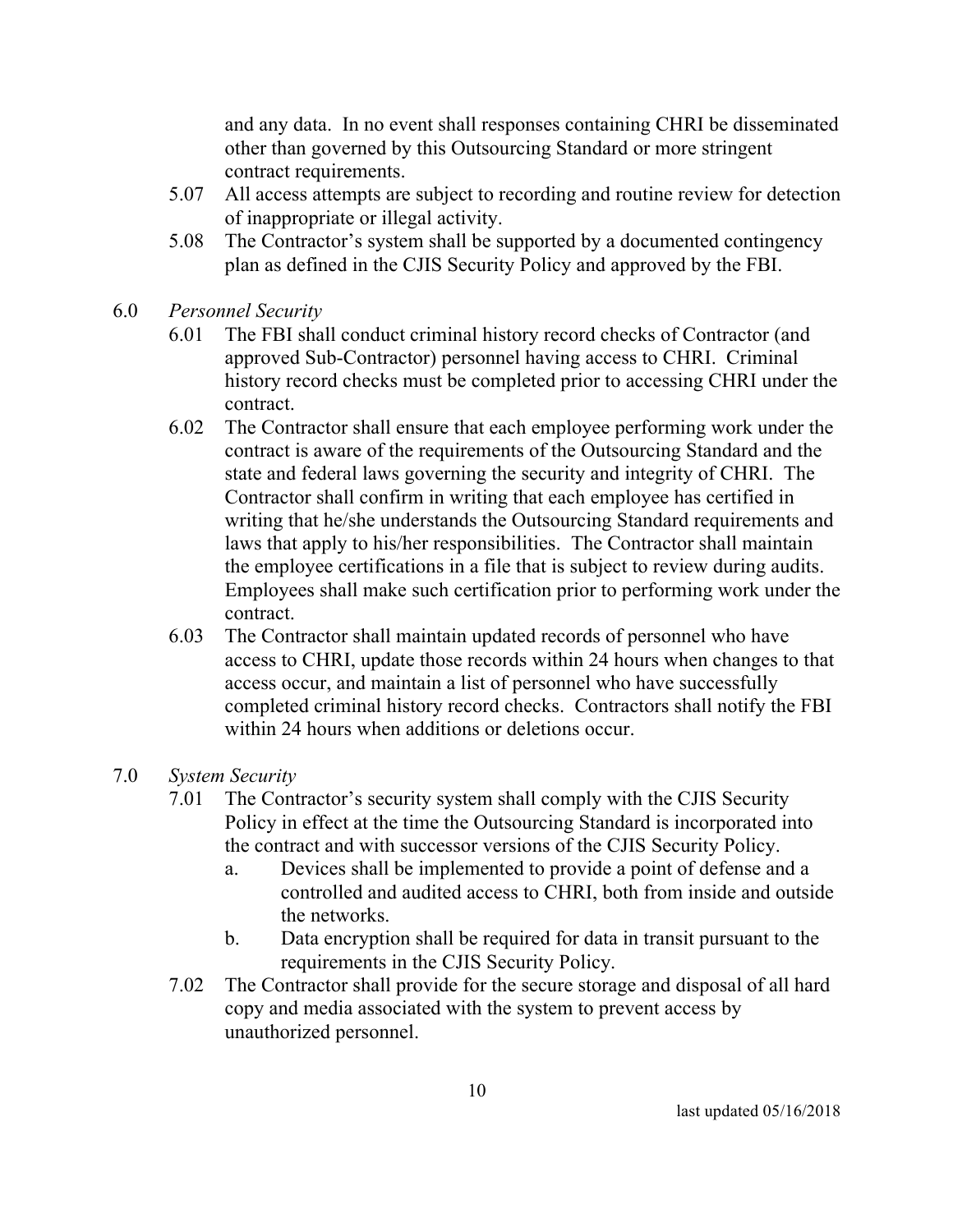and any data. In no event shall responses containing CHRI be disseminated other than governed by this Outsourcing Standard or more stringent contract requirements.

5.07 All access attempts are subject to recording and routine review for detection of inappropriate or illegal activity.

5.08 The Contractor's system shall be supported by a documented contingency plan as defined in the CJIS Security Policy and approved by the FBI.

6.0 *Personnel Security*

6.01 The FBI shall conduct criminal history record checks of Contractor (and approved Sub-Contractor) personnel having access to CHRI. Criminal history record checks must be completed prior to accessing CHRI under the contract.

6.02 The Contractor shall ensure that each employee performing work under the contract is aware of the requirements of the Outsourcing Standard and the state and federal laws governing the security and integrity of CHRI. The Contractor shall confirm in writing that each employee has certified in writing that he/she understands the Outsourcing Standard requirements and laws that apply to his/her responsibilities. The Contractor shall maintain the employee certifications in a file that is subject to review during audits. Employees shall make such certification prior to performing work under the contract.

6.03 The Contractor shall maintain updated records of personnel who have access to CHRI, update those records within 24 hours when changes to that access occur, and maintain a list of personnel who have successfully completed criminal history record checks. Contractors shall notify the FBI within 24 hours when additions or deletions occur.

7.0 *System Security*

7.01 The Contractor's security system shall comply with the CJIS Security Policy in effect at the time the Outsourcing Standard is incorporated into the contract and with successor versions of the CJIS Security Policy.

a. Devices shall be implemented to provide a point of defense and a controlled and audited access to CHRI, both from inside and outside the networks.

b. Data encryption shall be required for data in transit pursuant to the requirements in the CJIS Security Policy.

7.02 The Contractor shall provide for the secure storage and disposal of all hard copy and media associated with the system to prevent access by unauthorized personnel.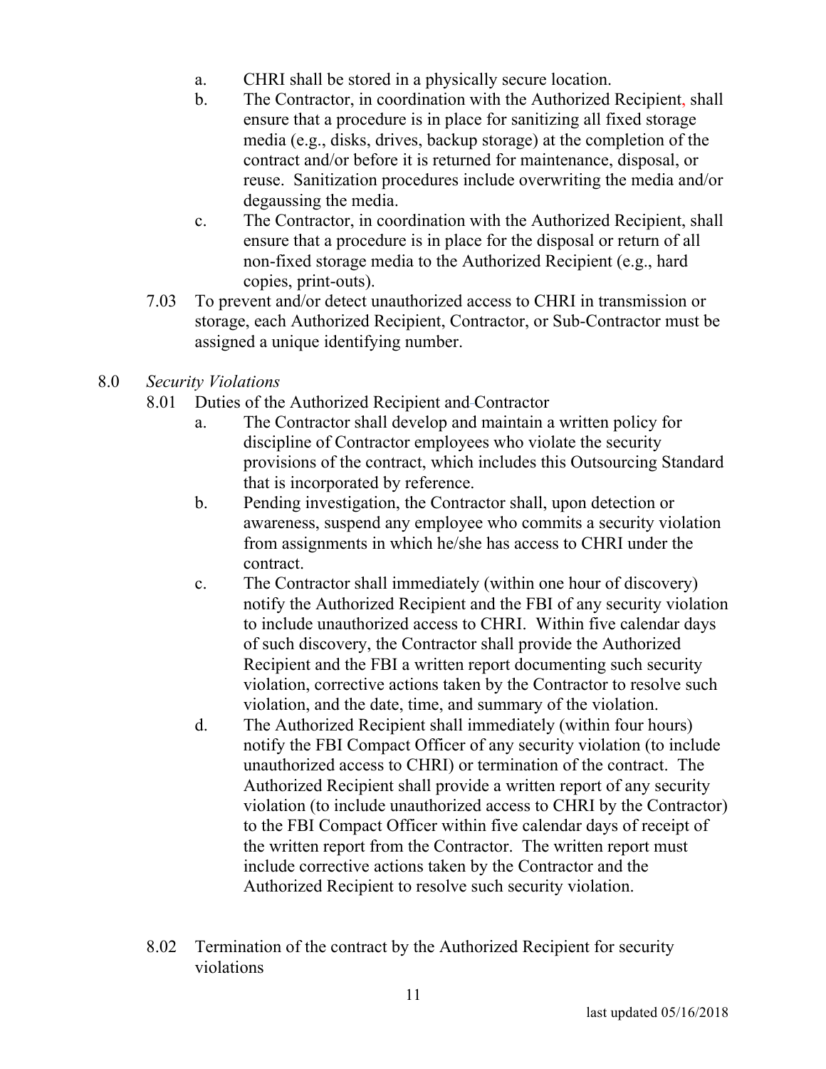a. CHRI shall be stored in a physically secure location.

b. The Contractor, in coordination with the Authorized Recipient, shall ensure that a procedure is in place for sanitizing all fixed storage media (e.g., disks, drives, backup storage) at the completion of the contract and/or before it is returned for maintenance, disposal, or reuse. Sanitization procedures include overwriting the media and/or degaussing the media.

c. The Contractor, in coordination with the Authorized Recipient, shall ensure that a procedure is in place for the disposal or return of all non-fixed storage media to the Authorized Recipient (e.g., hard copies, print-outs).

7.03 To prevent and/or detect unauthorized access to CHRI in transmission or storage, each Authorized Recipient, Contractor, or Sub-Contractor must be assigned a unique identifying number.

8.0 *Security Violations*

8.01 Duties of the Authorized Recipient and Contractor

a. The Contractor shall develop and maintain a written policy for discipline of Contractor employees who violate the security provisions of the contract, which includes this Outsourcing Standard that is incorporated by reference.

b. Pending investigation, the Contractor shall, upon detection or awareness, suspend any employee who commits a security violation from assignments in which he/she has access to CHRI under the contract.

c. The Contractor shall immediately (within one hour of discovery) notify the Authorized Recipient and the FBI of any security violation to include unauthorized access to CHRI. Within five calendar days of such discovery, the Contractor shall provide the Authorized Recipient and the FBI a written report documenting such security violation, corrective actions taken by the Contractor to resolve such violation, and the date, time, and summary of the violation.

d. The Authorized Recipient shall immediately (within four hours) notify the FBI Compact Officer of any security violation (to include unauthorized access to CHRI) or termination of the contract. The Authorized Recipient shall provide a written report of any security violation (to include unauthorized access to CHRI by the Contractor) to the FBI Compact Officer within five calendar days of receipt of the written report from the Contractor. The written report must include corrective actions taken by the Contractor and the Authorized Recipient to resolve such security violation.

8.02 Termination of the contract by the Authorized Recipient for security violations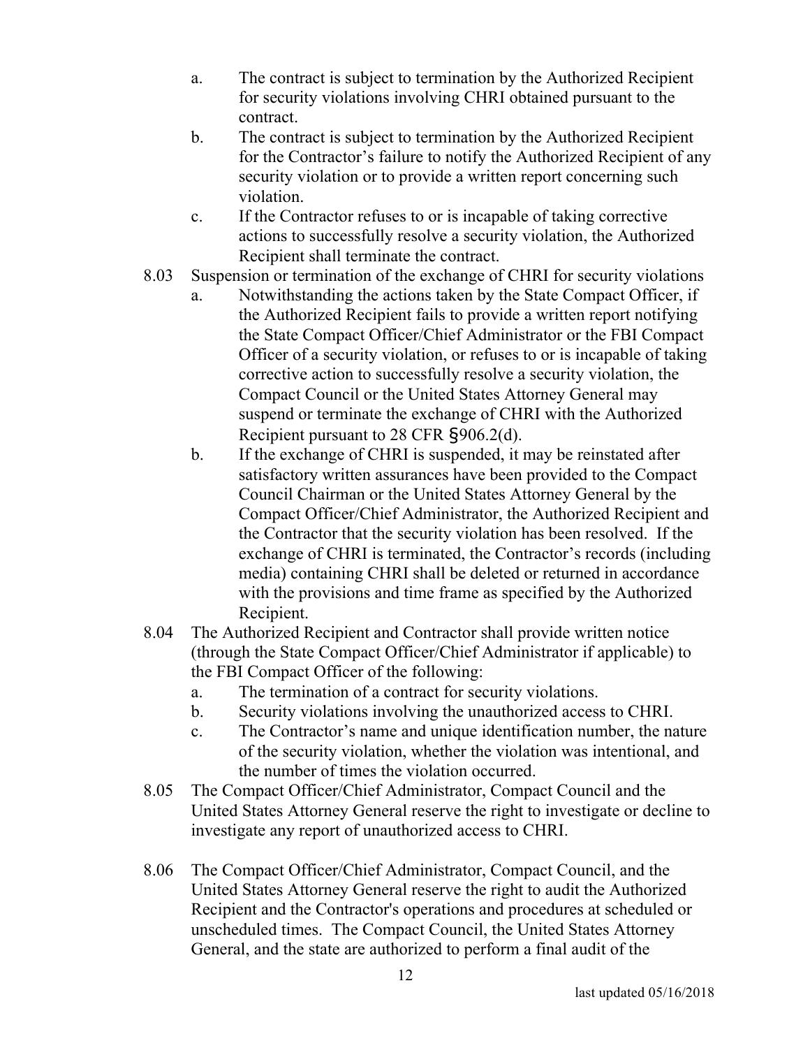a. The contract is subject to termination by the Authorized Recipient for security violations involving CHRI obtained pursuant to the contract.

b. The contract is subject to termination by the Authorized Recipient for the Contractor's failure to notify the Authorized Recipient of any security violation or to provide a written report concerning such violation.

c. If the Contractor refuses to or is incapable of taking corrective actions to successfully resolve a security violation, the Authorized Recipient shall terminate the contract.

8.03 Suspension or termination of the exchange of CHRI for security violations

a. Notwithstanding the actions taken by the State Compact Officer, if the Authorized Recipient fails to provide a written report notifying the State Compact Officer/Chief Administrator or the FBI Compact Officer of a security violation, or refuses to or is incapable of taking corrective action to successfully resolve a security violation, the Compact Council or the United States Attorney General may suspend or terminate the exchange of CHRI with the Authorized Recipient pursuant to 28 CFR §906.2(d).

b. If the exchange of CHRI is suspended, it may be reinstated after satisfactory written assurances have been provided to the Compact Council Chairman or the United States Attorney General by the Compact Officer/Chief Administrator, the Authorized Recipient and the Contractor that the security violation has been resolved. If the exchange of CHRI is terminated, the Contractor's records (including media) containing CHRI shall be deleted or returned in accordance with the provisions and time frame as specified by the Authorized Recipient.

8.04 The Authorized Recipient and Contractor shall provide written notice (through the State Compact Officer/Chief Administrator if applicable) to the FBI Compact Officer of the following:

a. The termination of a contract for security violations.

b. Security violations involving the unauthorized access to CHRI.

c. The Contractor's name and unique identification number, the nature of the security violation, whether the violation was intentional, and the number of times the violation occurred.

8.05 The Compact Officer/Chief Administrator, Compact Council and the United States Attorney General reserve the right to investigate or decline to investigate any report of unauthorized access to CHRI.

8.06 The Compact Officer/Chief Administrator, Compact Council, and the United States Attorney General reserve the right to audit the Authorized Recipient and the Contractor's operations and procedures at scheduled or unscheduled times. The Compact Council, the United States Attorney General, and the state are authorized to perform a final audit of the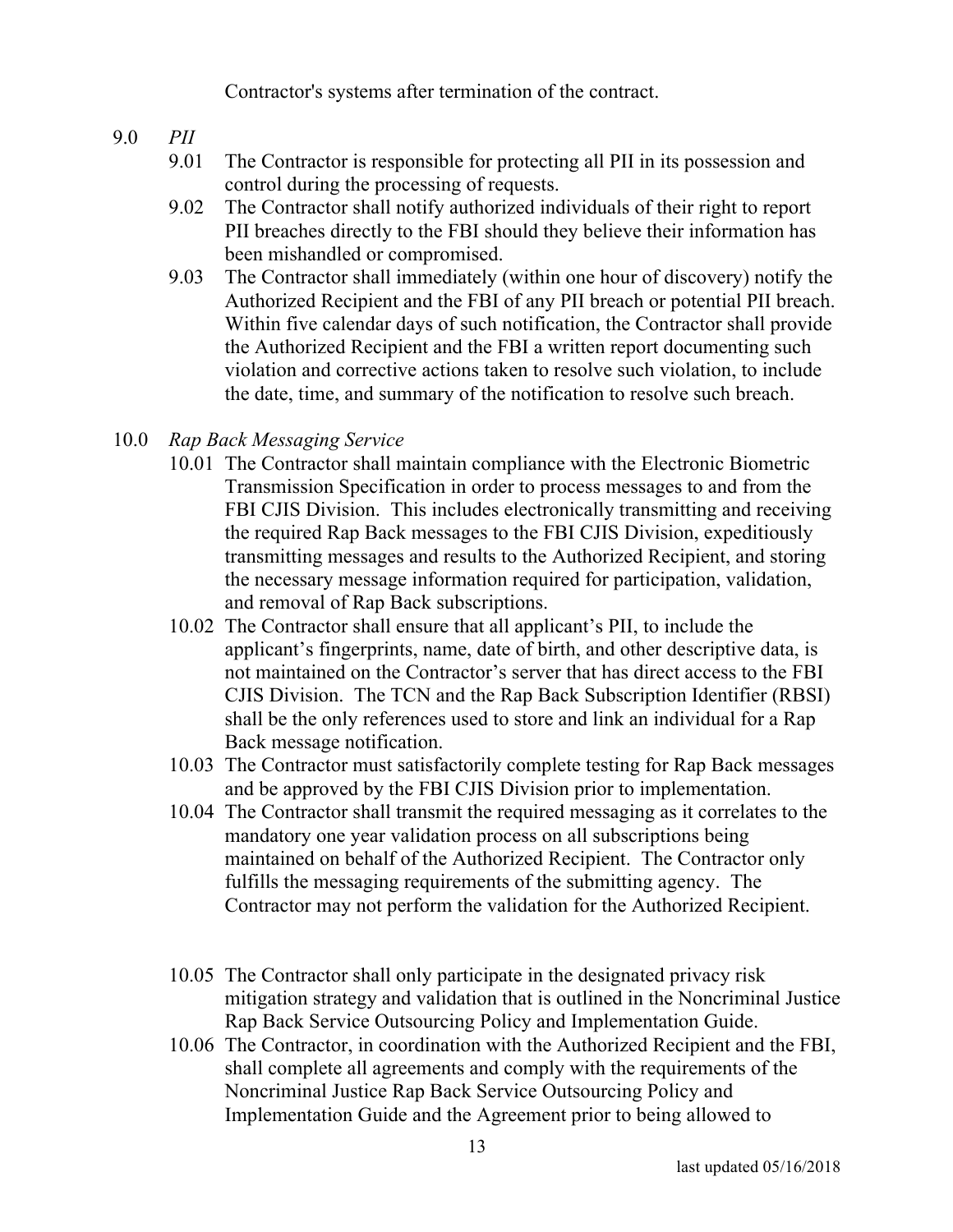Contractor's systems after termination of the contract.

9.0 *PII*

9.01 The Contractor is responsible for protecting all PII in its possession and control during the processing of requests.

9.02 The Contractor shall notify authorized individuals of their right to report PII breaches directly to the FBI should they believe their information has been mishandled or compromised.

9.03 The Contractor shall immediately (within one hour of discovery) notify the Authorized Recipient and the FBI of any PII breach or potential PII breach. Within five calendar days of such notification, the Contractor shall provide the Authorized Recipient and the FBI a written report documenting such violation and corrective actions taken to resolve such violation, to include the date, time, and summary of the notification to resolve such breach.

10.0 *Rap Back Messaging Service*

10.01 The Contractor shall maintain compliance with the Electronic Biometric Transmission Specification in order to process messages to and from the FBI CJIS Division. This includes electronically transmitting and receiving the required Rap Back messages to the FBI CJIS Division, expeditiously transmitting messages and results to the Authorized Recipient, and storing the necessary message information required for participation, validation, and removal of Rap Back subscriptions.

10.02 The Contractor shall ensure that all applicant's PII, to include the applicant's fingerprints, name, date of birth, and other descriptive data, is not maintained on the Contractor's server that has direct access to the FBI CJIS Division. The TCN and the Rap Back Subscription Identifier (RBSI) shall be the only references used to store and link an individual for a Rap Back message notification.

10.03 The Contractor must satisfactorily complete testing for Rap Back messages and be approved by the FBI CJIS Division prior to implementation.

10.04 The Contractor shall transmit the required messaging as it correlates to the mandatory one year validation process on all subscriptions being maintained on behalf of the Authorized Recipient. The Contractor only fulfills the messaging requirements of the submitting agency. The Contractor may not perform the validation for the Authorized Recipient.

10.05 The Contractor shall only participate in the designated privacy risk mitigation strategy and validation that is outlined in the Noncriminal Justice Rap Back Service Outsourcing Policy and Implementation Guide.

10.06 The Contractor, in coordination with the Authorized Recipient and the FBI, shall complete all agreements and comply with the requirements of the Noncriminal Justice Rap Back Service Outsourcing Policy and Implementation Guide and the Agreement prior to being allowed to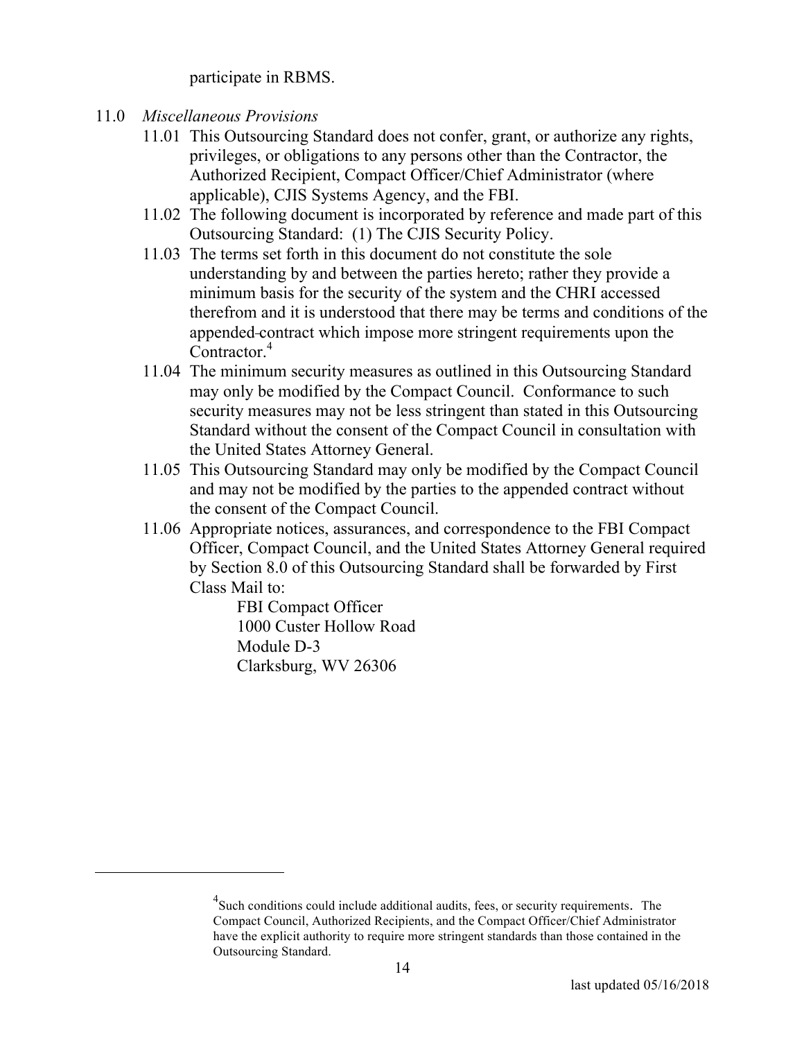participate in RBMS.

11.0 *Miscellaneous Provisions*

11.01 This Outsourcing Standard does not confer, grant, or authorize any rights, privileges, or obligations to any persons other than the Contractor, the Authorized Recipient, Compact Officer/Chief Administrator (where applicable), CJIS Systems Agency, and the FBI.

11.02 The following document is incorporated by reference and made part of this Outsourcing Standard: (1) The CJIS Security Policy.

11.03 The terms set forth in this document do not constitute the sole understanding by and between the parties hereto; rather they provide a minimum basis for the security of the system and the CHRI accessed therefrom and it is understood that there may be terms and conditions of the appended contract which impose more stringent requirements upon the Contractor.[4]

11.04 The minimum security measures as outlined in this Outsourcing Standard may only be modified by the Compact Council. Conformance to such security measures may not be less stringent than stated in this Outsourcing Standard without the consent of the Compact Council in consultation with the United States Attorney General.

11.05 This Outsourcing Standard may only be modified by the Compact Council and may not be modified by the parties to the appended contract without the consent of the Compact Council.

11.06 Appropriate notices, assurances, and correspondence to the FBI Compact Officer, Compact Council, and the United States Attorney General required by Section 8.0 of this Outsourcing Standard shall be forwarded by First Class Mail to:

FBI Compact Officer
1000 Custer Hollow Road
Module D-3
Clarksburg, WV 26306

[4] Such conditions could include additional audits, fees, or security requirements. The Compact Council, Authorized Recipients, and the Compact Officer/Chief Administrator have the explicit authority to require more stringent standards than those contained in the Outsourcing Standard.

last updated 05/16/2018